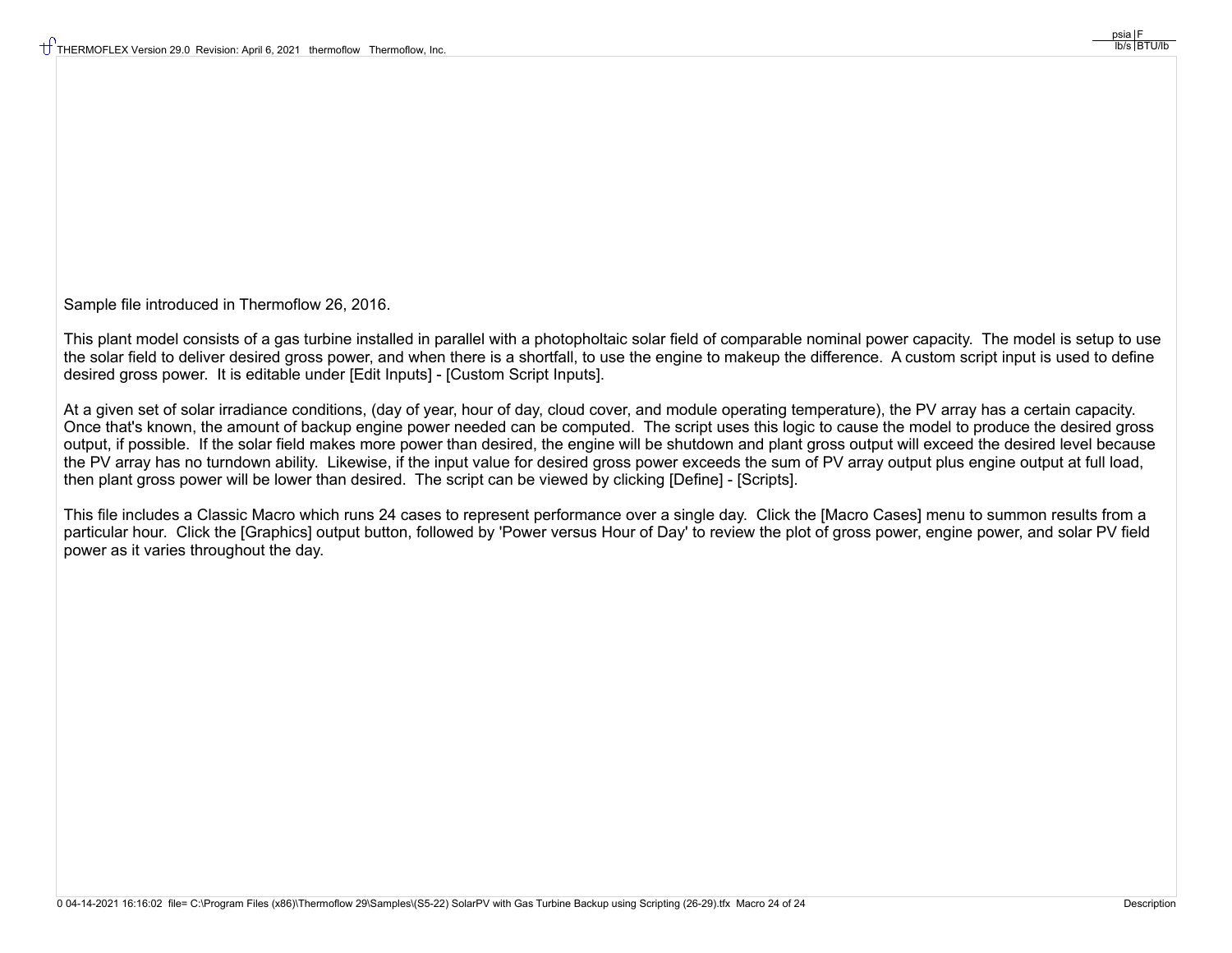Sample file introduced in Thermoflow 26, 2016.

This plant model consists of a gas turbine installed in parallel with a photopholtaic solar field of comparable nominal power capacity. The model is setup to use the solar field to deliver desired gross power, and when there is a shortfall, to use the engine to makeup the difference. A custom script input is used to define desired gross power. It is editable under [Edit Inputs] - [Custom Script Inputs].

At a given set of solar irradiance conditions, (day of year, hour of day, cloud cover, and module operating temperature), the PV array has a certain capacity. Once that's known, the amount of backup engine power needed can be computed. The script uses this logic to cause the model to produce the desired gross output, if possible. If the solar field makes more power than desired, the engine will be shutdown and plant gross output will exceed the desired level because the PV array has no turndown ability. Likewise, if the input value for desired gross power exceeds the sum of PV array output plus engine output at full load, then plant gross power will be lower than desired. The script can be viewed by clicking [Define] - [Scripts].

This file includes a Classic Macro which runs 24 cases to represent performance over a single day. Click the [Macro Cases] menu to summon results from a particular hour. Click the [Graphics] output button, followed by 'Power versus Hour of Day' to review the plot of gross power, engine power, and solar PV field power as it varies throughout the day.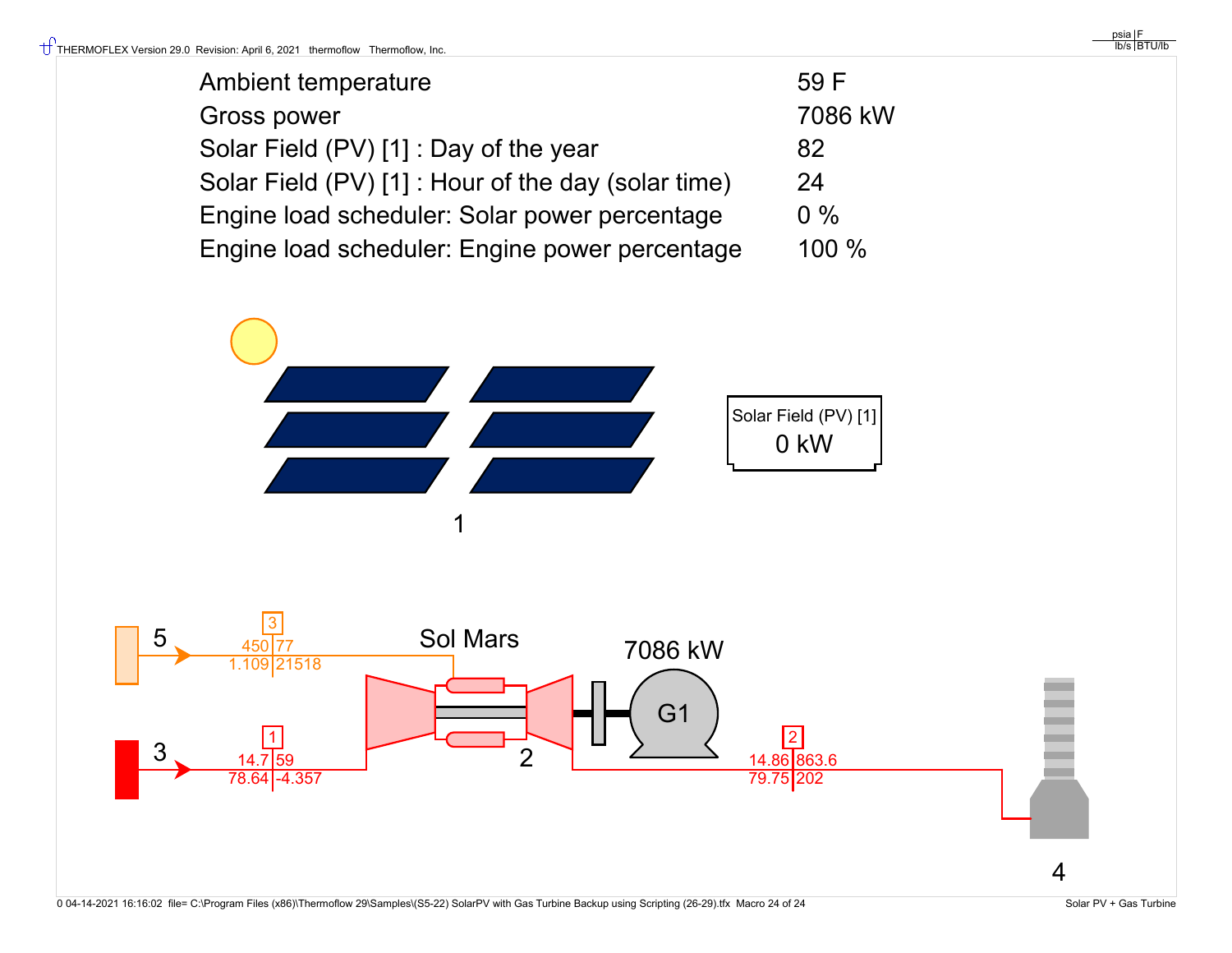| | |
|---|---|
| Ambient temperature | 59 F |
| Gross power | 7086 kW |
| Solar Field (PV) [1] : Day of the year | 82 |
| Solar Field (PV) [1] : Hour of the day (solar time) | 24 |
| Engine load scheduler: Solar power percentage | 0 % |
| Engine load scheduler: Engine power percentage | 100 % |

Solar Field (PV) [1]
0 kW

1

5

3

450 | 77
1.109 | 21518

Sol Mars

7086 kW

3

1

14.7 | 59
78.64 | -4.357

G1

2

2

14.86 | 863.6
79.75 | 202

4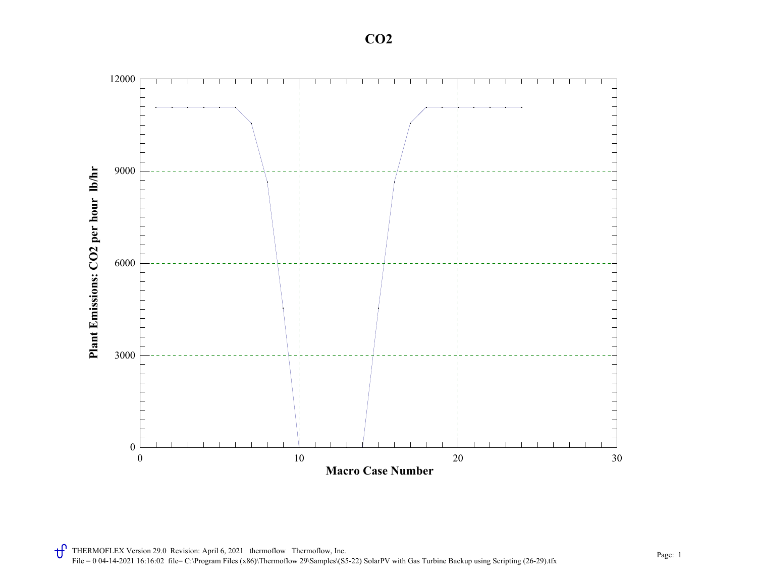# $CO_2$

Plant Emissions: $CO_2$ per hour lb/hr

Macro Case Number

THERMOFLEX Version 29.0 Revision: April 6, 2021 thermoflow Thermoflow, Inc.
File = 0 04-14-2021 16:16:02 file= C:\Program Files (x86)\Thermoflow 29\Samples\(S5-22) SolarPV with Gas Turbine Backup using Scripting (26-29).tfx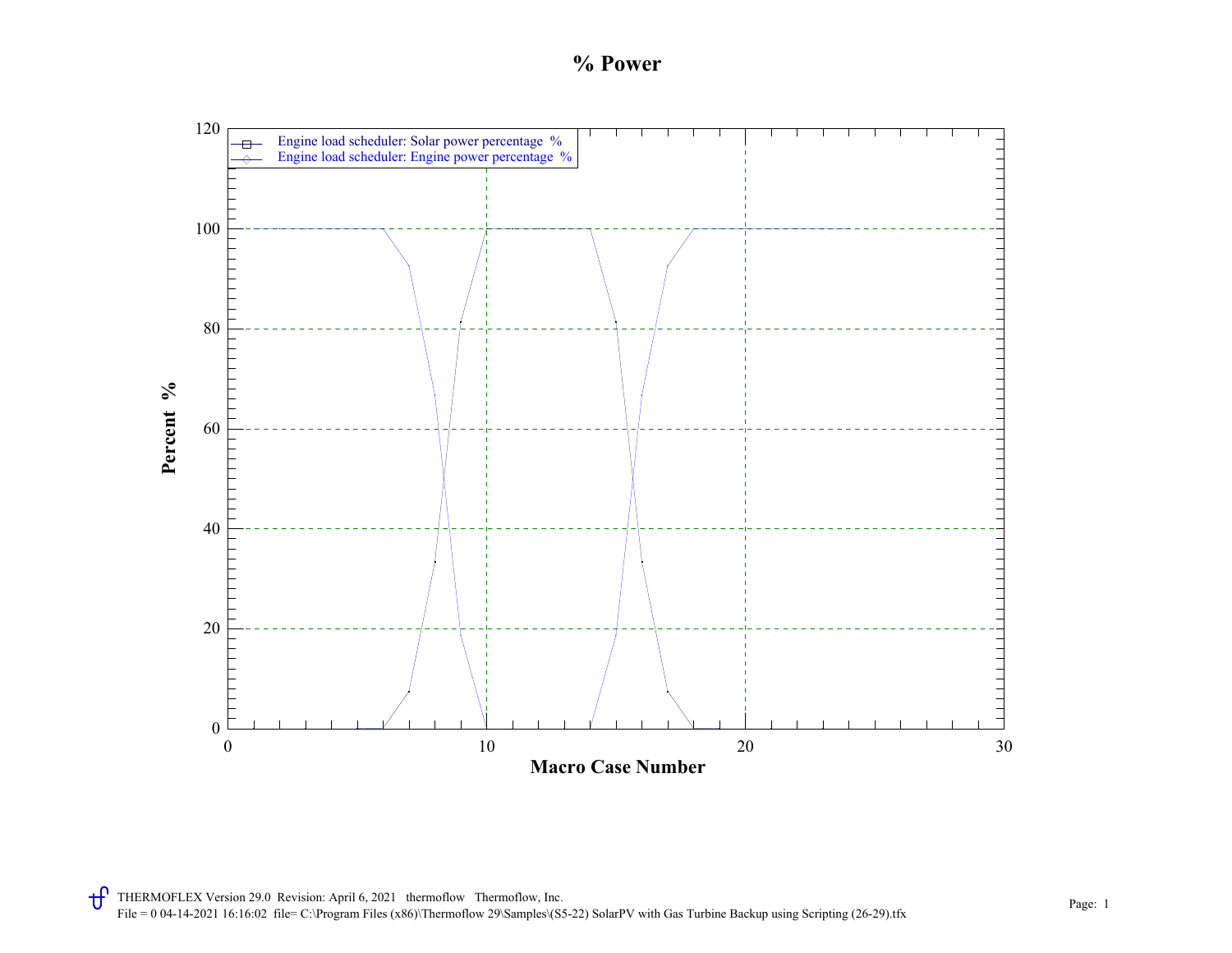# % Power

Engine load scheduler: Solar power percentage %
Engine load scheduler: Engine power percentage %

120
100
80
60
40
20
0

Percent %

0
10
20
30

Macro Case Number

THERMOFLEX Version 29.0 Revision: April 6, 2021 thermoflow Thermoflow, Inc.
File = 0 04-14-2021 16:16:02 file= C:\Program Files (x86)\Thermoflow 29\Samples\(S5-22) SolarPV with Gas Turbine Backup using Scripting (26-29).tfx